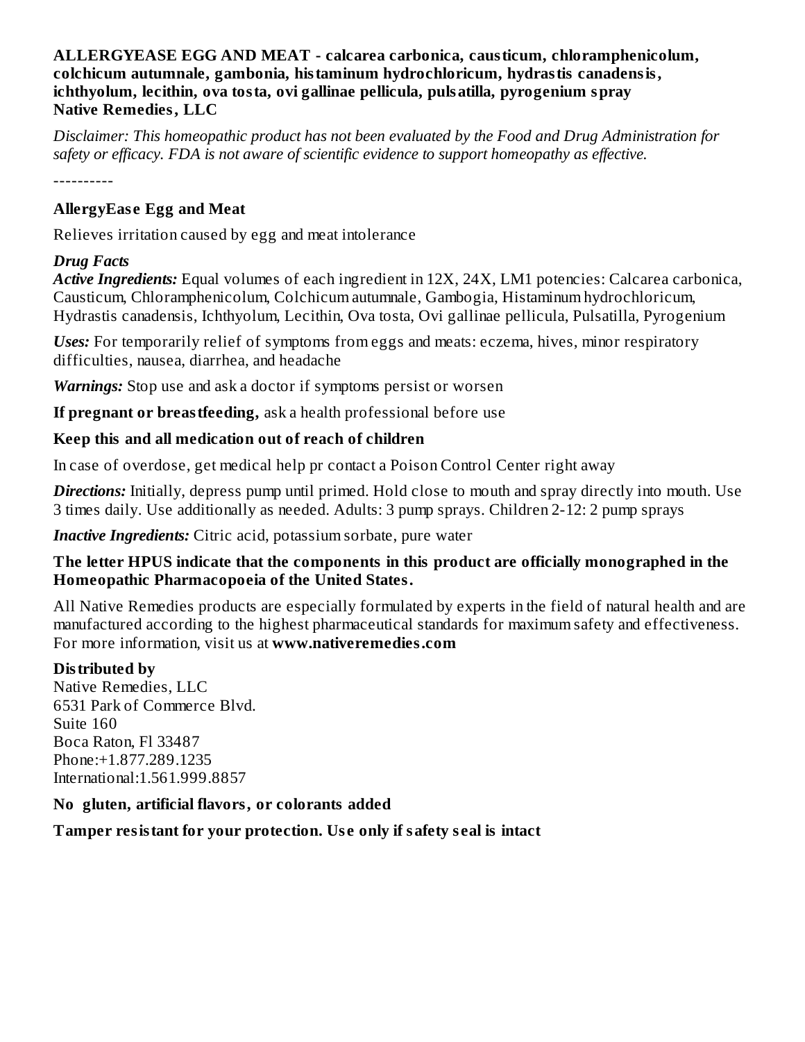**ALLERGYEASE EGG AND MEAT - calcarea carbonica, causticum, chloramphenicolum, colchicum autumnale, gambonia, histaminum hydrochloricum, hydrastis canadensis, ichthyolum, lecithin, ova tosta, ovi gallinae pellicula, pulsatilla, pyrogenium spray**
**Native Remedies, LLC**

*Disclaimer: This homeopathic product has not been evaluated by the Food and Drug Administration for safety or efficacy. FDA is not aware of scientific evidence to support homeopathy as effective.*

----------

**AllergyEase Egg and Meat**

Relieves irritation caused by egg and meat intolerance

***Drug Facts***
***Active Ingredients:*** Equal volumes of each ingredient in 12X, 24X, LM1 potencies: Calcarea carbonica, Causticum, Chloramphenicolum, Colchicum autumnale, Gambogia, Histaminum hydrochloricum, Hydrastis canadensis, Ichthyolum, Lecithin, Ova tosta, Ovi gallinae pellicula, Pulsatilla, Pyrogenium

***Uses:*** For temporarily relief of symptoms from eggs and meats: eczema, hives, minor respiratory difficulties, nausea, diarrhea, and headache

***Warnings:*** Stop use and ask a doctor if symptoms persist or worsen

**If pregnant or breastfeeding,** ask a health professional before use

**Keep this and all medication out of reach of children**

In case of overdose, get medical help pr contact a Poison Control Center right away

***Directions:*** Initially, depress pump until primed. Hold close to mouth and spray directly into mouth. Use 3 times daily. Use additionally as needed. Adults: 3 pump sprays. Children 2-12: 2 pump sprays

***Inactive Ingredients:*** Citric acid, potassium sorbate, pure water

**The letter HPUS indicate that the components in this product are officially monographed in the Homeopathic Pharmacopoeia of the United States.**

All Native Remedies products are especially formulated by experts in the field of natural health and are manufactured according to the highest pharmaceutical standards for maximum safety and effectiveness. For more information, visit us at **www.nativeremedies.com**

**Distributed by**
Native Remedies, LLC
6531 Park of Commerce Blvd.
Suite 160
Boca Raton, Fl 33487
Phone:+1.877.289.1235
International:1.561.999.8857

**No gluten, artificial flavors, or colorants added**

**Tamper resistant for your protection. Use only if safety seal is intact**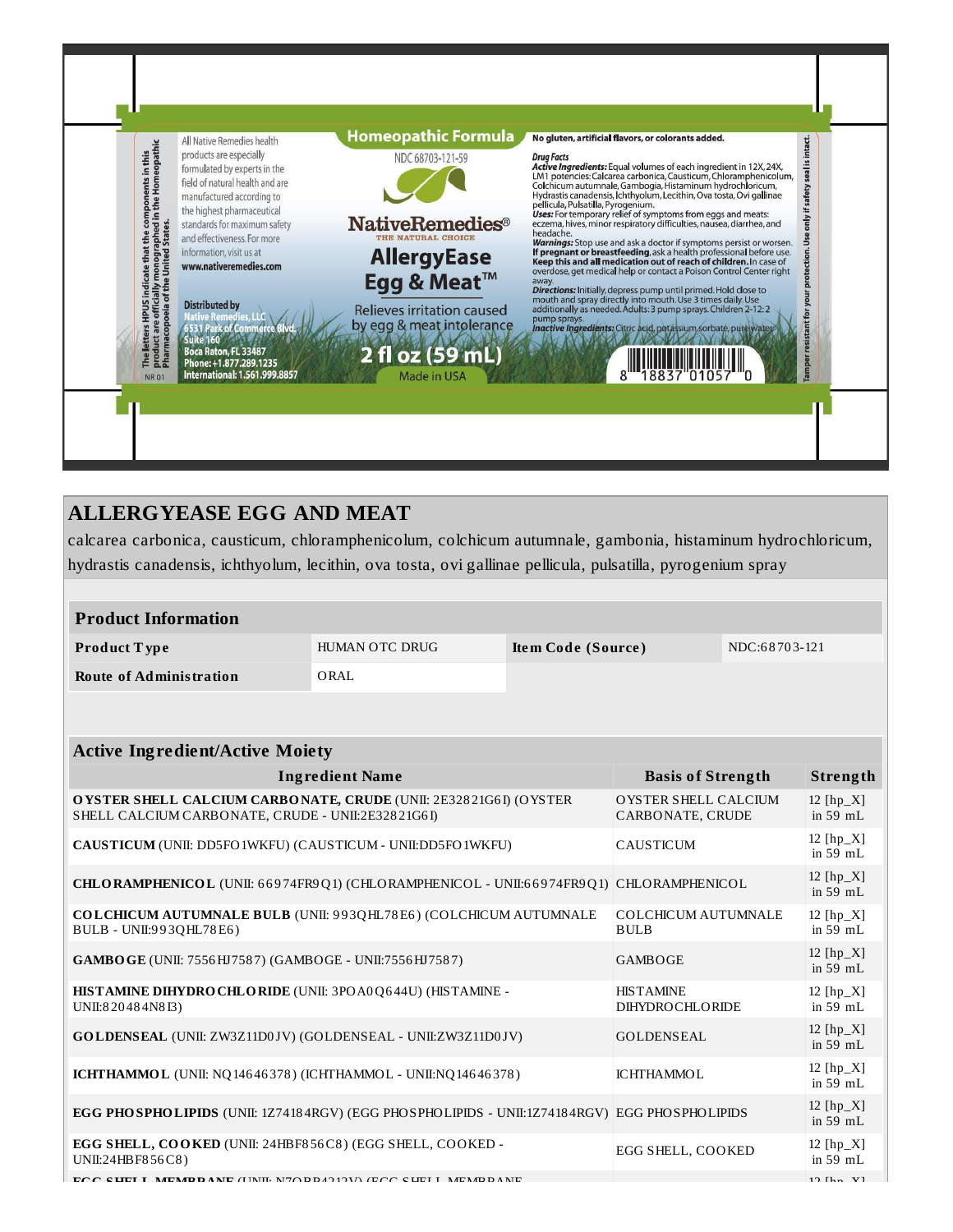Homeopathic Formula

NDC 68703-121-59

NativeRemedies®
THE NATURAL CHOICE

AllergyEase
Egg & Meat™

Relieves irritation caused by egg & meat intolerance

2 fl oz (59 mL)

Made in USA

All Native Remedies health products are especially formulated by experts in the field of natural health and are manufactured according to the highest pharmaceutical standards for maximum safety and effectiveness. For more information, visit us at www.nativeremedies.com

Distributed by
Native Remedies, LLC
6531 Park of Commerce Blvd.
Suite 160
Boca Raton, FL 33487
Phone: +1.877.289.1235
International: 1.561.999.8857

The letters HPUS indicate that the components in this product are officially monographed in the Homeopathic Pharmacopoeia of the United States.

NR 01

No gluten, artificial flavors, or colorants added.

**Drug Facts**

***Active Ingredients:*** Equal volumes of each ingredient in 12X, 24X, LM1 potencies: Calcarea carbonica, Causticum, Chloramphenicolum, Colchicum autumnale, Gambogia, Histaminum hydrochloricum, Hydrastis canadensis, Ichthyolum, Lecithin, Ova tosta, Ovi gallinae pellicula, Pulsatilla, Pyrogenium.

***Uses:*** For temporary relief of symptoms from eggs and meats: eczema, hives, minor respiratory difficulties, nausea, diarrhea, and headache.

***Warnings:*** Stop use and ask a doctor if symptoms persist or worsen. **If pregnant or breastfeeding**, ask a health professional before use. **Keep this and all medication out of reach of children.** In case of overdose, get medical help or contact a Poison Control Center right away.

***Directions:*** Initially, depress pump until primed. Hold close to mouth and spray directly into mouth. Use 3 times daily. Use additionally as needed. Adults: 3 pump sprays. Children 2-12: 2 pump sprays.

***Inactive Ingredients:*** Citric acid, potassium sorbate, pure water

Tamper resistant for your protection. Use only if safety seal is intact.

8 18837 01057 0

## ALLERGYEASE EGG AND MEAT

calcarea carbonica, causticum, chloramphenicolum, colchicum autumnale, gambonia, histaminum hydrochloricum, hydrastis canadensis, ichthyolum, lecithin, ova tosta, ovi gallinae pellicula, pulsatilla, pyrogenium spray

| Product Information | | | |
|---|---|---|---|
| **Product Type** | HUMAN OTC DRUG | **Item Code (Source)** | NDC:68703-121 |
| **Route of Administration** | ORAL | | |

| Active Ingredient/Active Moiety | | |
|---|---|---|
| **Ingredient Name** | **Basis of Strength** | **Strength** |
| **OYSTER SHELL CALCIUM CARBONATE, CRUDE** (UNII: 2E32821G6I) (OYSTER SHELL CALCIUM CARBONATE, CRUDE - UNII:2E32821G6I) | OYSTER SHELL CALCIUM CARBONATE, CRUDE | 12 [hp_X] in 59 mL |
| **CAUSTICUM** (UNII: DD5FO1WKFU) (CAUSTICUM - UNII:DD5FO1WKFU) | CAUSTICUM | 12 [hp_X] in 59 mL |
| **CHLORAMPHENICOL** (UNII: 66974FR9Q1) (CHLORAMPHENICOL - UNII:66974FR9Q1) | CHLORAMPHENICOL | 12 [hp_X] in 59 mL |
| **COLCHICUM AUTUMNALE BULB** (UNII: 993QHL78E6) (COLCHICUM AUTUMNALE BULB - UNII:993QHL78E6) | COLCHICUM AUTUMNALE BULB | 12 [hp_X] in 59 mL |
| **GAMBOGE** (UNII: 7556HJ7587) (GAMBOGE - UNII:7556HJ7587) | GAMBOGE | 12 [hp_X] in 59 mL |
| **HISTAMINE DIHYDROCHLORIDE** (UNII: 3POA0Q644U) (HISTAMINE - UNII:820484N8I3) | HISTAMINE DIHYDROCHLORIDE | 12 [hp_X] in 59 mL |
| **GOLDENSEAL** (UNII: ZW3Z11D0JV) (GOLDENSEAL - UNII:ZW3Z11D0JV) | GOLDENSEAL | 12 [hp_X] in 59 mL |
| **ICHTHAMMOL** (UNII: NQ14646378) (ICHTHAMMOL - UNII:NQ14646378) | ICHTHAMMOL | 12 [hp_X] in 59 mL |
| **EGG PHOSPHOLIPIDS** (UNII: 1Z74184RGV) (EGG PHOSPHOLIPIDS - UNII:1Z74184RGV) | EGG PHOSPHOLIPIDS | 12 [hp_X] in 59 mL |
| **EGG SHELL, COOKED** (UNII: 24HBF856C8) (EGG SHELL, COOKED - UNII:24HBF856C8) | EGG SHELL, COOKED | 12 [hp_X] in 59 mL |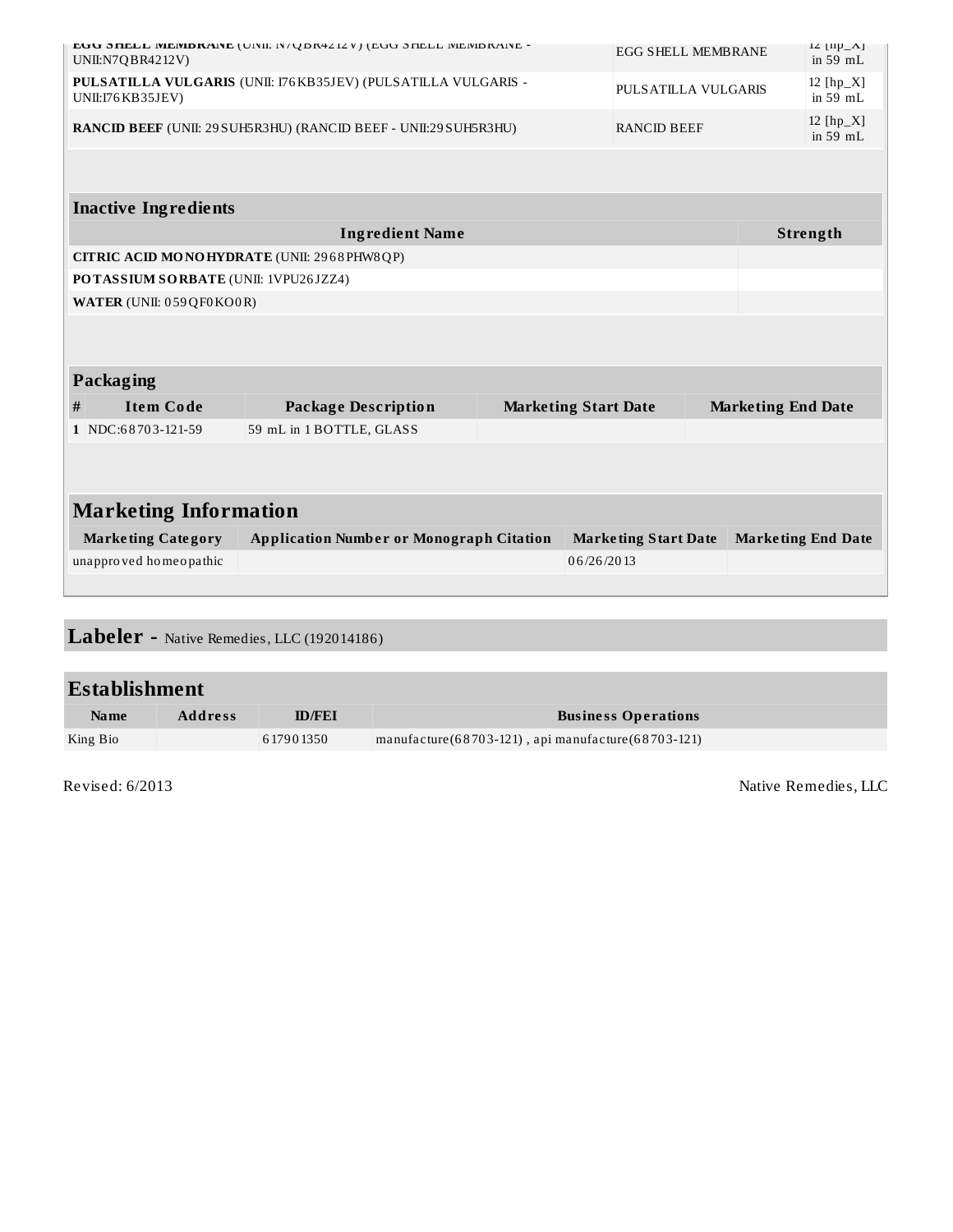| | | |
|---|---|---|
| **EGG SHELL MEMBRANE** (UNII: N7QBR4212V) (EGG SHELL MEMBRANE - UNII:N7QBR4212V) | EGG SHELL MEMBRANE | 12 [hp_X] in 59 mL |
| **PULSATILLA VULGARIS** (UNII: I76KB35JEV) (PULSATILLA VULGARIS - UNII:I76KB35JEV) | PULSATILLA VULGARIS | 12 [hp_X] in 59 mL |
| **RANCID BEEF** (UNII: 29SUH5R3HU) (RANCID BEEF - UNII:29SUH5R3HU) | RANCID BEEF | 12 [hp_X] in 59 mL |

## Inactive Ingredients

| Ingredient Name | Strength |
|---|---|
| **CITRIC ACID MONOHYDRATE** (UNII: 2968PHW8QP) | |
| **POTASSIUM SORBATE** (UNII: 1VPU26JZZ4) | |
| **WATER** (UNII: 059QF0KO0R) | |

## Packaging

| # | Item Code | Package Description | Marketing Start Date | Marketing End Date |
|---|---|---|---|---|
| 1 | NDC:68703-121-59 | 59 mL in 1 BOTTLE, GLASS | | |

## Marketing Information

| Marketing Category | Application Number or Monograph Citation | Marketing Start Date | Marketing End Date |
|---|---|---|---|
| unapproved homeopathic | | 06/26/2013 | |

## Labeler - Native Remedies, LLC (192014186)

## Establishment

| Name | Address | ID/FEI | Business Operations |
|---|---|---|---|
| King Bio | | 617901350 | manufacture(68703-121) , api manufacture(68703-121) |

Revised: 6/2013

Native Remedies, LLC